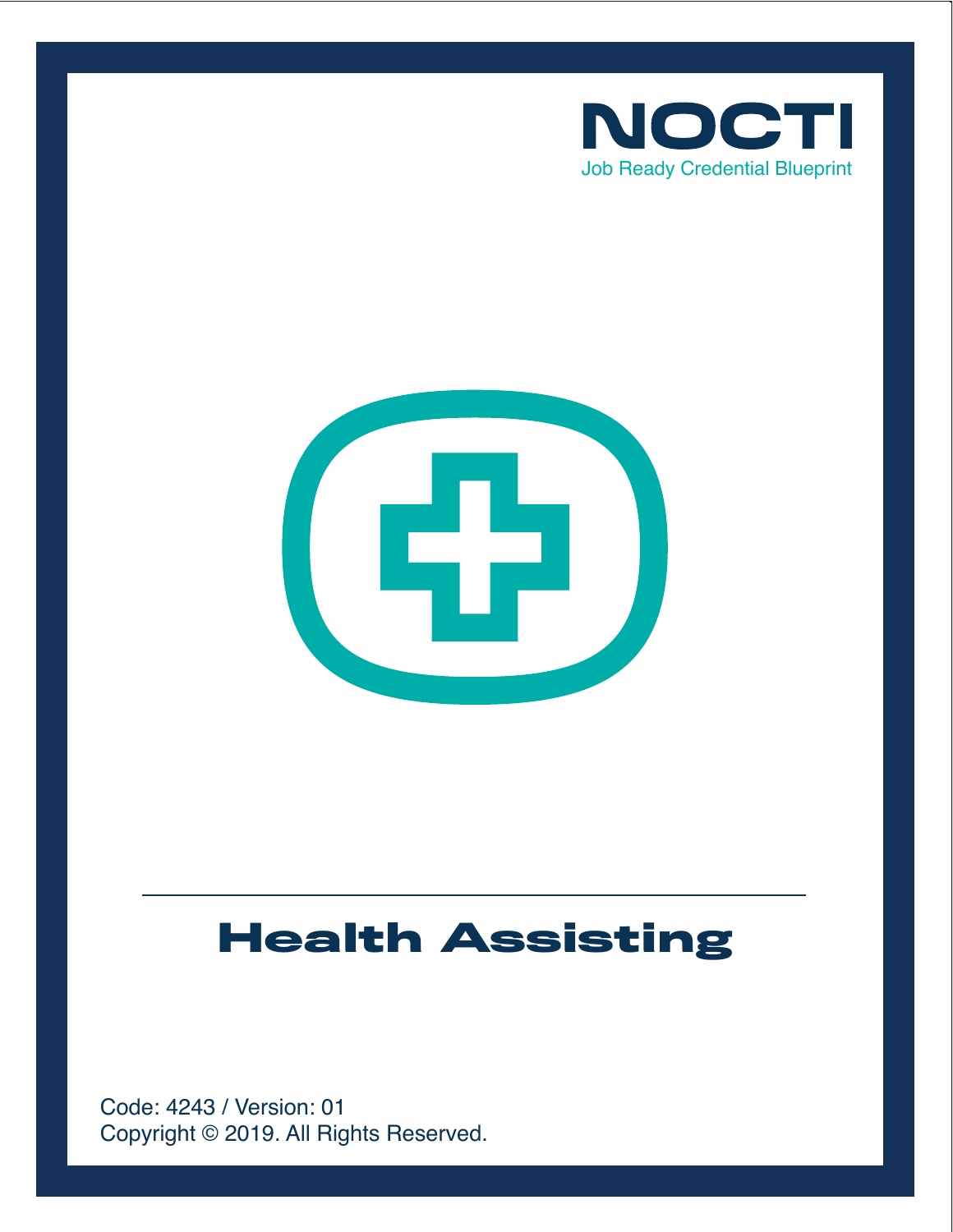NOCTI

Job Ready Credential Blueprint

# Health Assisting

Code: 4243 / Version: 01

Copyright © 2019. All Rights Reserved.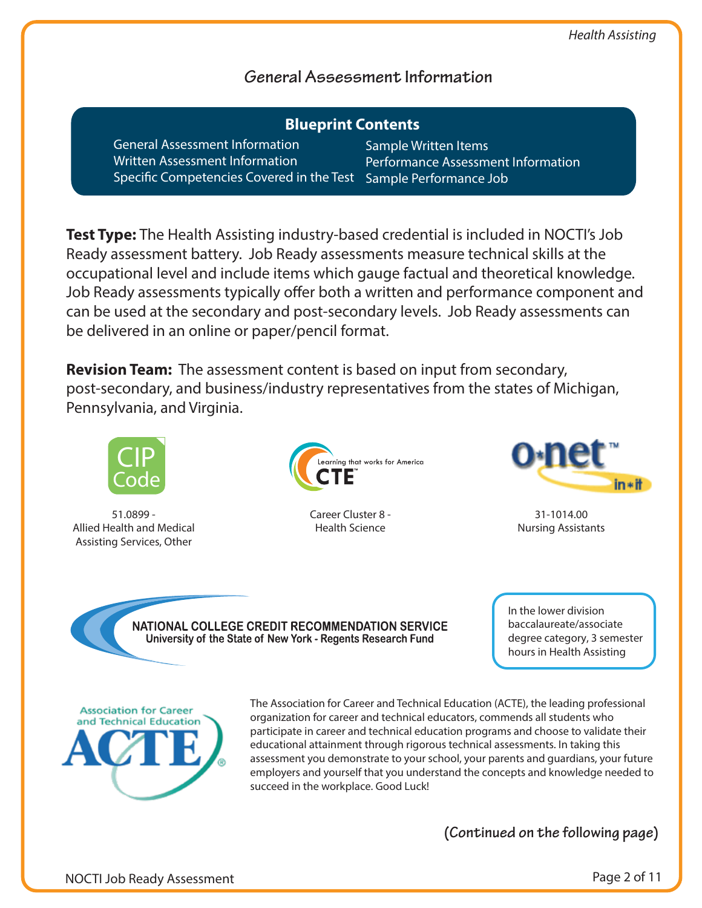## General Assessment Information

**Blueprint Contents**

- General Assessment Information
- Written Assessment Information
- Specific Competencies Covered in the Test
- Sample Written Items
- Performance Assessment Information
- Sample Performance Job

**Test Type:** The Health Assisting industry-based credential is included in NOCTI's Job Ready assessment battery. Job Ready assessments measure technical skills at the occupational level and include items which gauge factual and theoretical knowledge. Job Ready assessments typically offer both a written and performance component and can be used at the secondary and post-secondary levels. Job Ready assessments can be delivered in an online or paper/pencil format.

**Revision Team:** The assessment content is based on input from secondary, post-secondary, and business/industry representatives from the states of Michigan, Pennsylvania, and Virginia.

CIP Code
51.0899 - Allied Health and Medical Assisting Services, Other

CTE — Learning that works for America
Career Cluster 8 - Health Science

O*NET in*it
31-1014.00 Nursing Assistants

NATIONAL COLLEGE CREDIT RECOMMENDATION SERVICE
University of the State of New York - Regents Research Fund

In the lower division baccalaureate/associate degree category, 3 semester hours in Health Assisting

Association for Career and Technical Education — ACTE

The Association for Career and Technical Education (ACTE), the leading professional organization for career and technical educators, commends all students who participate in career and technical education programs and choose to validate their educational attainment through rigorous technical assessments. In taking this assessment you demonstrate to your school, your parents and guardians, your future employers and yourself that you understand the concepts and knowledge needed to succeed in the workplace. Good Luck!

**(Continued on the following page)**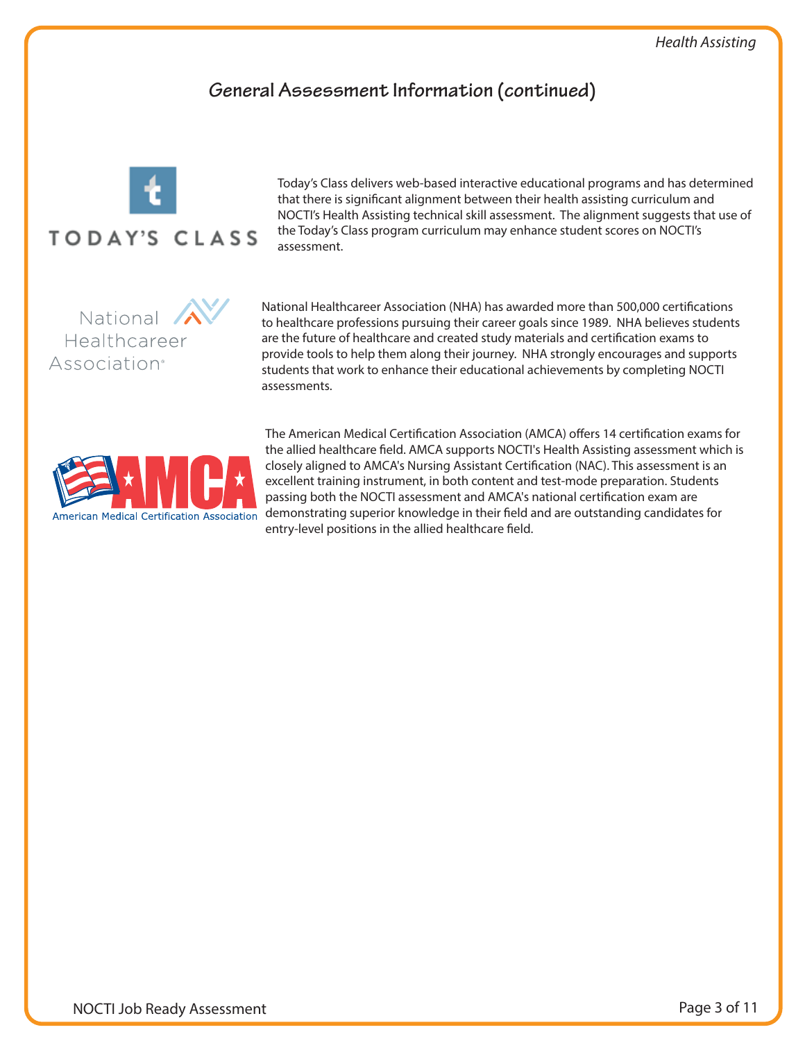## General Assessment Information (continued)

Today's Class delivers web-based interactive educational programs and has determined that there is significant alignment between their health assisting curriculum and NOCTI's Health Assisting technical skill assessment. The alignment suggests that use of the Today's Class program curriculum may enhance student scores on NOCTI's assessment.

National Healthcareer Association (NHA) has awarded more than 500,000 certifications to healthcare professions pursuing their career goals since 1989. NHA believes students are the future of healthcare and created study materials and certification exams to provide tools to help them along their journey. NHA strongly encourages and supports students that work to enhance their educational achievements by completing NOCTI assessments.

The American Medical Certification Association (AMCA) offers 14 certification exams for the allied healthcare field. AMCA supports NOCTI's Health Assisting assessment which is closely aligned to AMCA's Nursing Assistant Certification (NAC). This assessment is an excellent training instrument, in both content and test-mode preparation. Students passing both the NOCTI assessment and AMCA's national certification exam are demonstrating superior knowledge in their field and are outstanding candidates for entry-level positions in the allied healthcare field.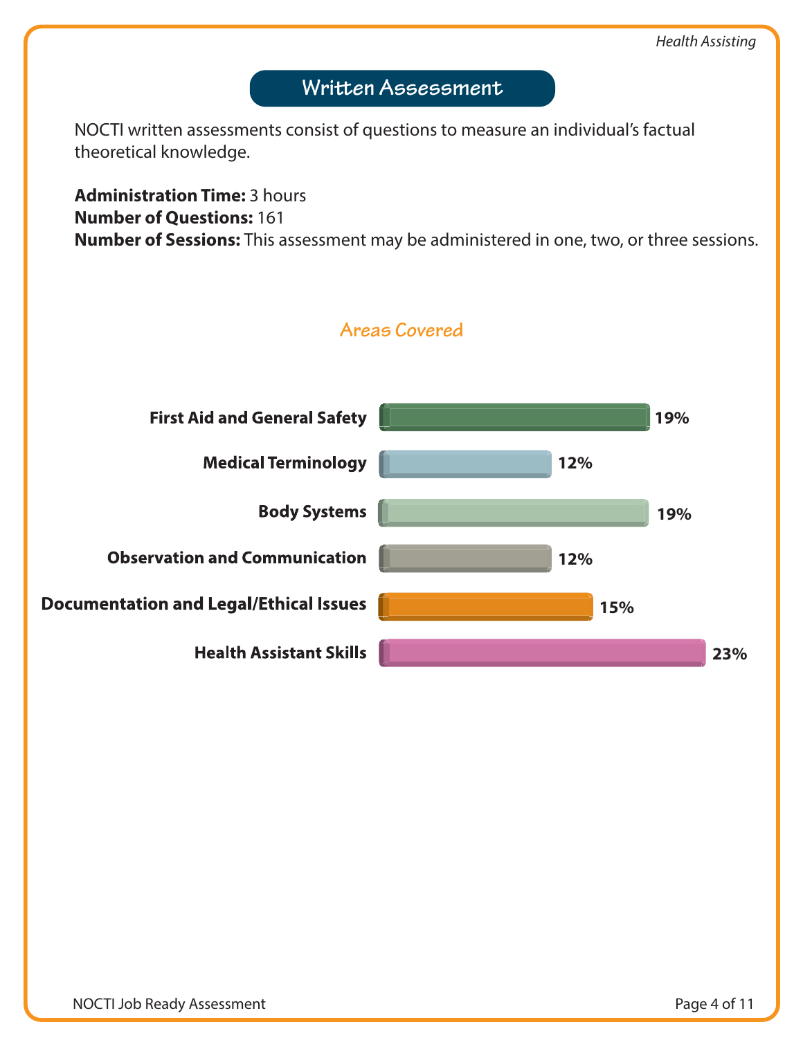## Written Assessment

NOCTI written assessments consist of questions to measure an individual's factual theoretical knowledge.

**Administration Time:** 3 hours
**Number of Questions:** 161
**Number of Sessions:** This assessment may be administered in one, two, or three sessions.

### Areas Covered

| Area | Percentage |
|---|---|
| First Aid and General Safety | 19% |
| Medical Terminology | 12% |
| Body Systems | 19% |
| Observation and Communication | 12% |
| Documentation and Legal/Ethical Issues | 15% |
| Health Assistant Skills | 23% |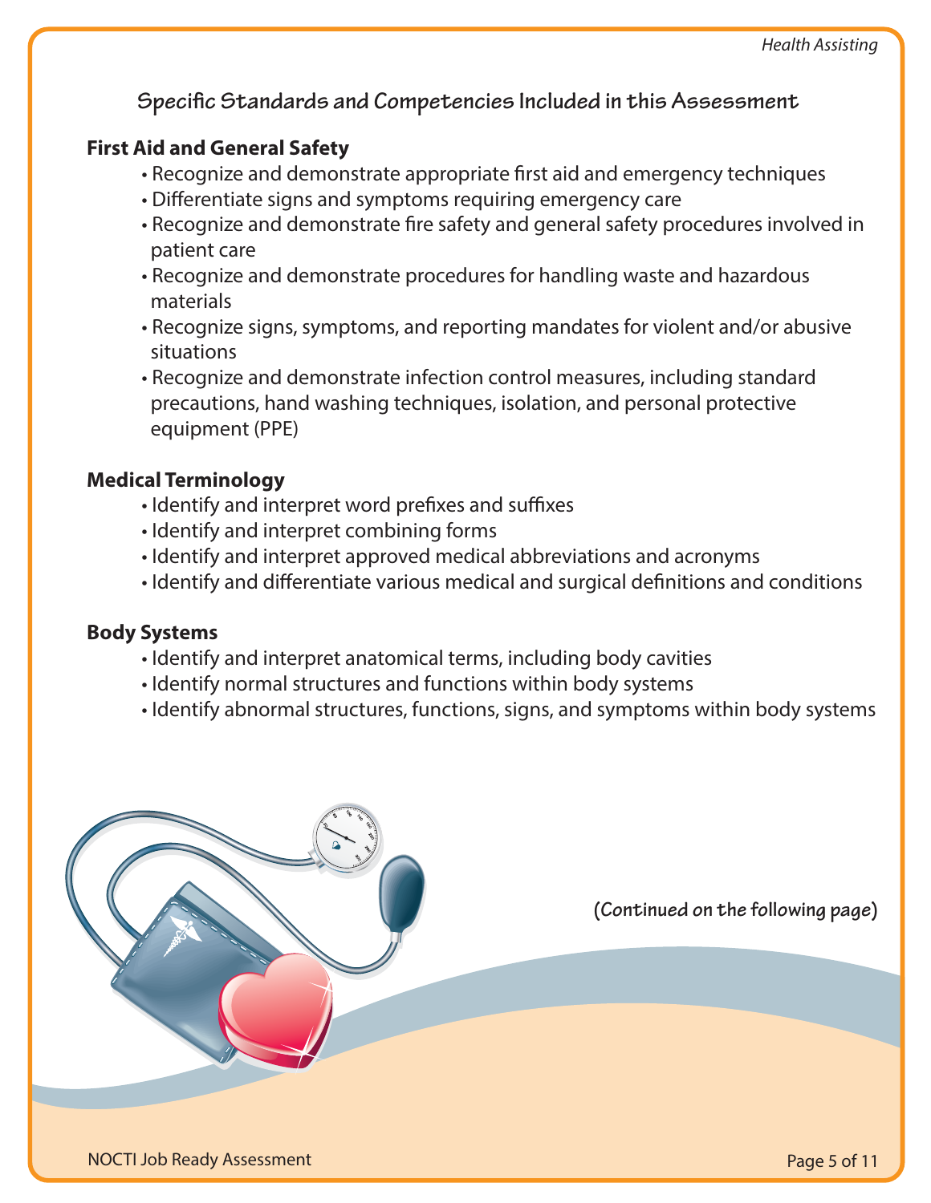## Specific Standards and Competencies Included in this Assessment

### First Aid and General Safety

- Recognize and demonstrate appropriate first aid and emergency techniques
- Differentiate signs and symptoms requiring emergency care
- Recognize and demonstrate fire safety and general safety procedures involved in patient care
- Recognize and demonstrate procedures for handling waste and hazardous materials
- Recognize signs, symptoms, and reporting mandates for violent and/or abusive situations
- Recognize and demonstrate infection control measures, including standard precautions, hand washing techniques, isolation, and personal protective equipment (PPE)

### Medical Terminology

- Identify and interpret word prefixes and suffixes
- Identify and interpret combining forms
- Identify and interpret approved medical abbreviations and acronyms
- Identify and differentiate various medical and surgical definitions and conditions

### Body Systems

- Identify and interpret anatomical terms, including body cavities
- Identify normal structures and functions within body systems
- Identify abnormal structures, functions, signs, and symptoms within body systems

**(Continued on the following page)**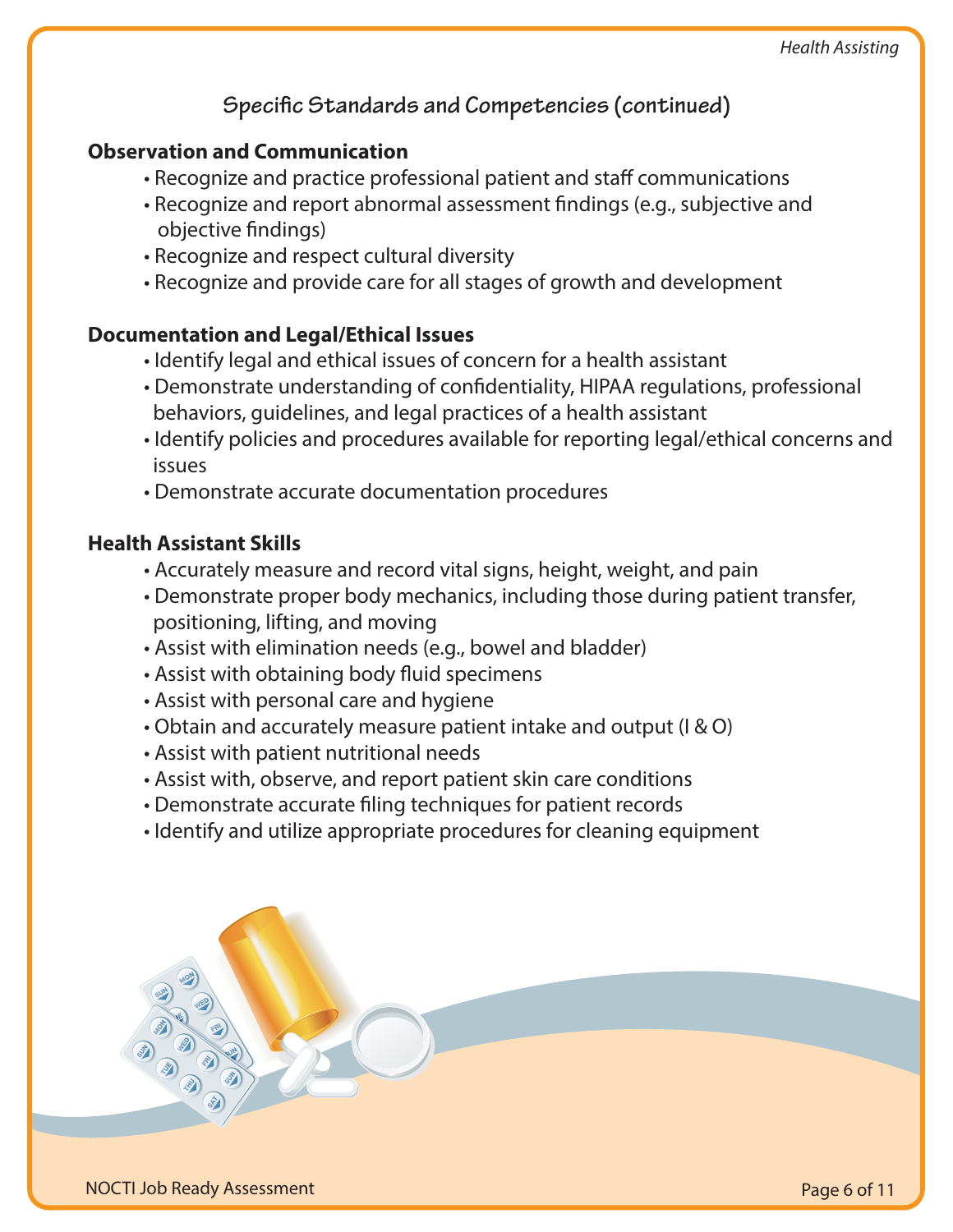## Specific Standards and Competencies (continued)

### Observation and Communication

- Recognize and practice professional patient and staff communications
- Recognize and report abnormal assessment findings (e.g., subjective and objective findings)
- Recognize and respect cultural diversity
- Recognize and provide care for all stages of growth and development

### Documentation and Legal/Ethical Issues

- Identify legal and ethical issues of concern for a health assistant
- Demonstrate understanding of confidentiality, HIPAA regulations, professional behaviors, guidelines, and legal practices of a health assistant
- Identify policies and procedures available for reporting legal/ethical concerns and issues
- Demonstrate accurate documentation procedures

### Health Assistant Skills

- Accurately measure and record vital signs, height, weight, and pain
- Demonstrate proper body mechanics, including those during patient transfer, positioning, lifting, and moving
- Assist with elimination needs (e.g., bowel and bladder)
- Assist with obtaining body fluid specimens
- Assist with personal care and hygiene
- Obtain and accurately measure patient intake and output (I & O)
- Assist with patient nutritional needs
- Assist with, observe, and report patient skin care conditions
- Demonstrate accurate filing techniques for patient records
- Identify and utilize appropriate procedures for cleaning equipment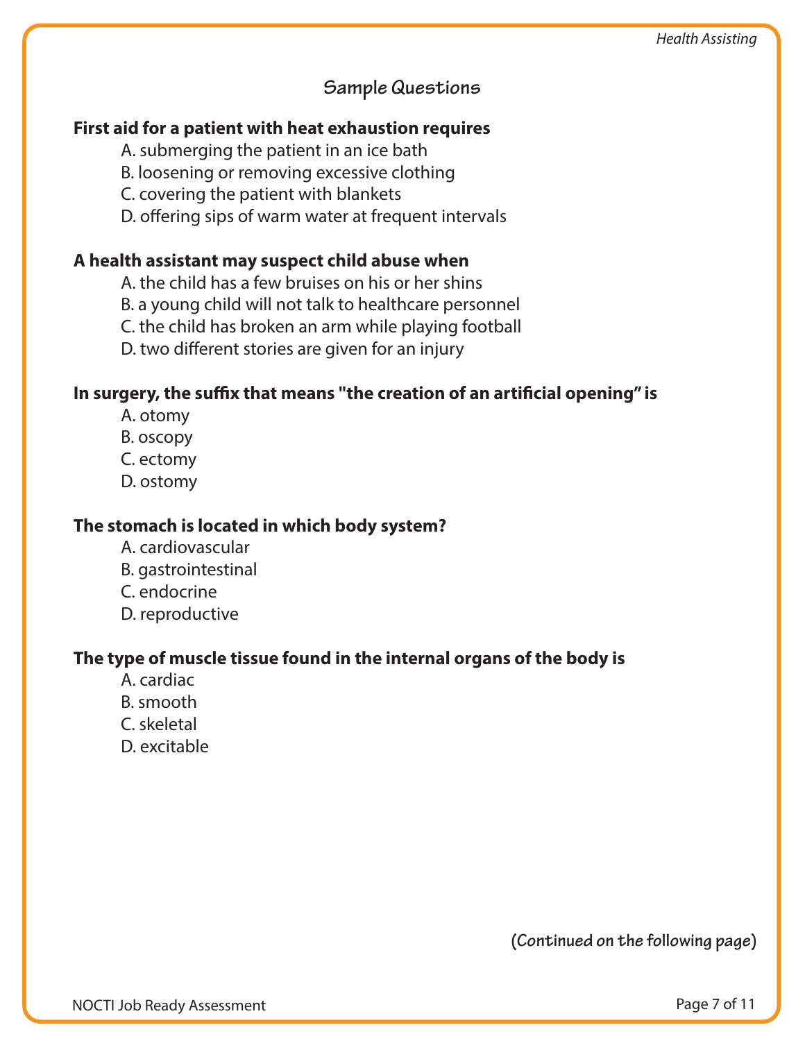## Sample Questions

**First aid for a patient with heat exhaustion requires**

A. submerging the patient in an ice bath
B. loosening or removing excessive clothing
C. covering the patient with blankets
D. offering sips of warm water at frequent intervals

**A health assistant may suspect child abuse when**

A. the child has a few bruises on his or her shins
B. a young child will not talk to healthcare personnel
C. the child has broken an arm while playing football
D. two different stories are given for an injury

**In surgery, the suffix that means "the creation of an artificial opening" is**

A. otomy
B. oscopy
C. ectomy
D. ostomy

**The stomach is located in which body system?**

A. cardiovascular
B. gastrointestinal
C. endocrine
D. reproductive

**The type of muscle tissue found in the internal organs of the body is**

A. cardiac
B. smooth
C. skeletal
D. excitable

**(Continued on the following page)**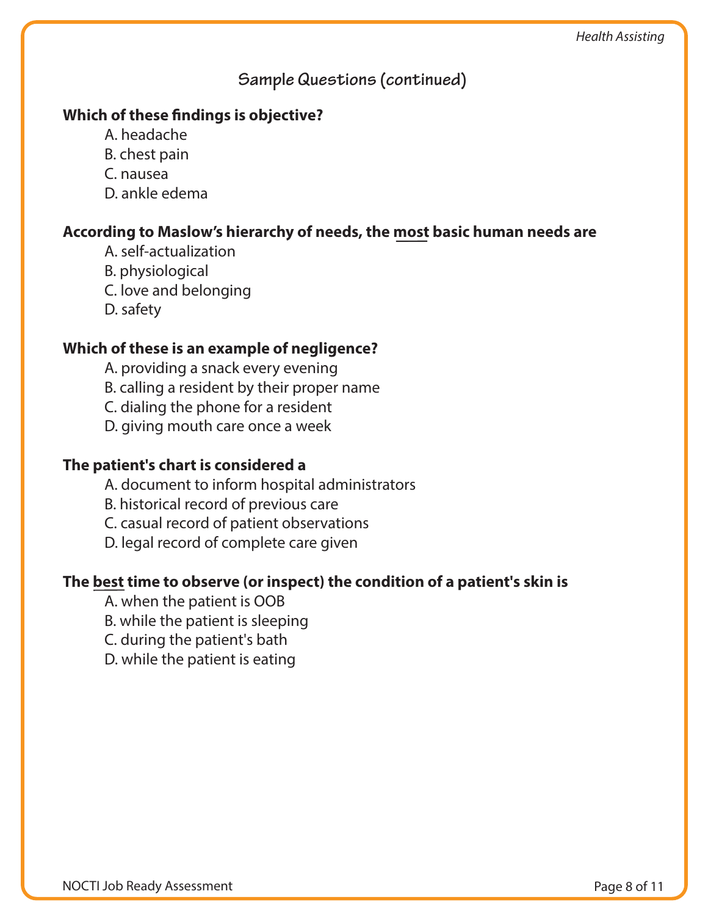## Sample Questions (continued)

**Which of these findings is objective?**

A. headache
B. chest pain
C. nausea
D. ankle edema

**According to Maslow's hierarchy of needs, the most basic human needs are**

A. self-actualization
B. physiological
C. love and belonging
D. safety

**Which of these is an example of negligence?**

A. providing a snack every evening
B. calling a resident by their proper name
C. dialing the phone for a resident
D. giving mouth care once a week

**The patient's chart is considered a**

A. document to inform hospital administrators
B. historical record of previous care
C. casual record of patient observations
D. legal record of complete care given

**The best time to observe (or inspect) the condition of a patient's skin is**

A. when the patient is OOB
B. while the patient is sleeping
C. during the patient's bath
D. while the patient is eating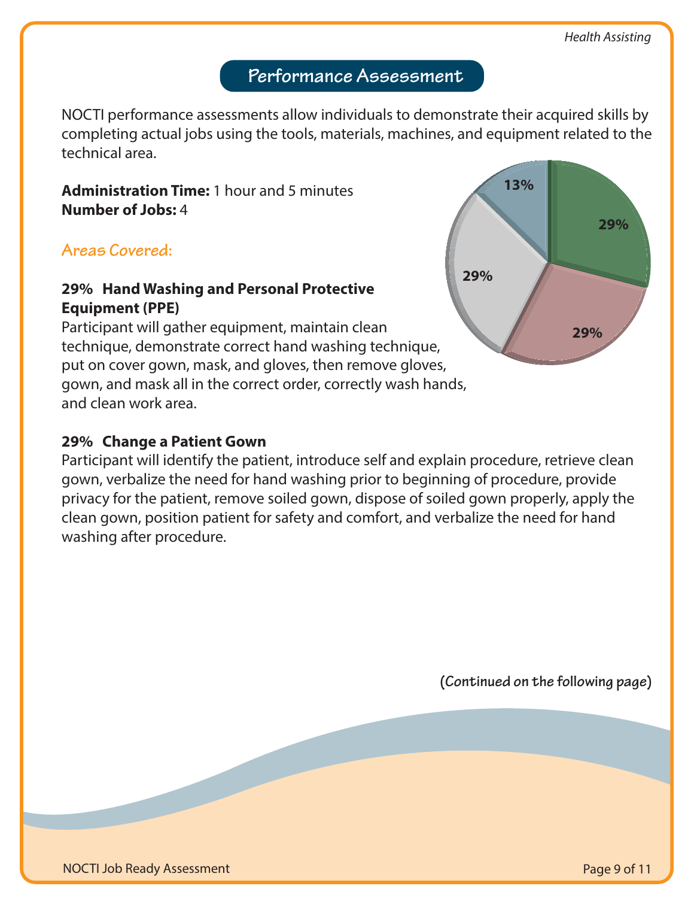## Performance Assessment

NOCTI performance assessments allow individuals to demonstrate their acquired skills by completing actual jobs using the tools, materials, machines, and equipment related to the technical area.

**Administration Time:** 1 hour and 5 minutes
**Number of Jobs:** 4

### Areas Covered:

**29% Hand Washing and Personal Protective Equipment (PPE)**
Participant will gather equipment, maintain clean technique, demonstrate correct hand washing technique, put on cover gown, mask, and gloves, then remove gloves, gown, and mask all in the correct order, correctly wash hands, and clean work area.

**29% Change a Patient Gown**
Participant will identify the patient, introduce self and explain procedure, retrieve clean gown, verbalize the need for hand washing prior to beginning of procedure, provide privacy for the patient, remove soiled gown, dispose of soiled gown properly, apply the clean gown, position patient for safety and comfort, and verbalize the need for hand washing after procedure.

**(Continued on the following page)**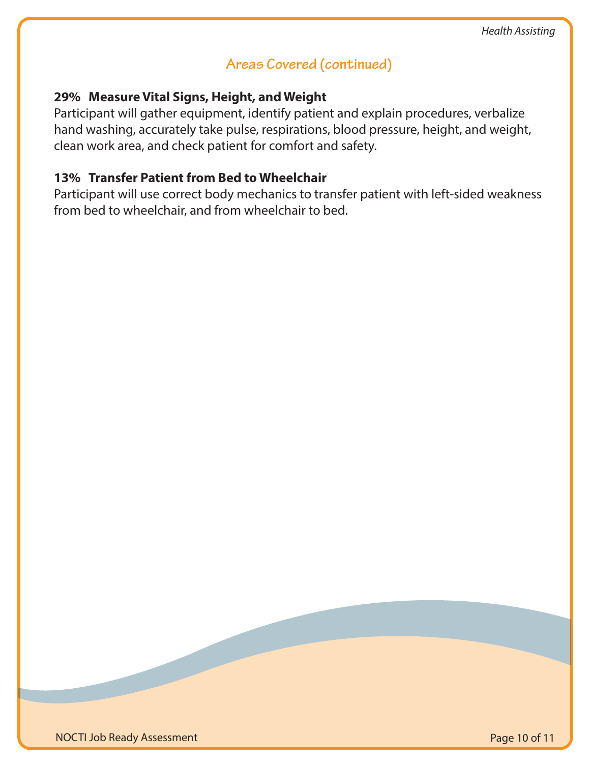## Areas Covered (continued)

**29% Measure Vital Signs, Height, and Weight**

Participant will gather equipment, identify patient and explain procedures, verbalize hand washing, accurately take pulse, respirations, blood pressure, height, and weight, clean work area, and check patient for comfort and safety.

**13% Transfer Patient from Bed to Wheelchair**

Participant will use correct body mechanics to transfer patient with left-sided weakness from bed to wheelchair, and from wheelchair to bed.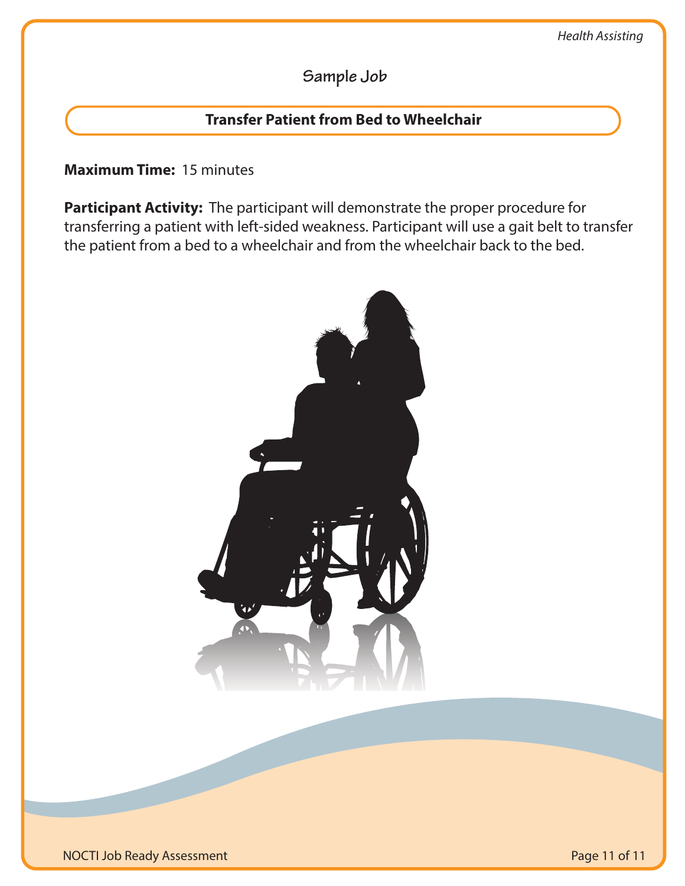## Sample Job

### Transfer Patient from Bed to Wheelchair

**Maximum Time:** 15 minutes

**Participant Activity:** The participant will demonstrate the proper procedure for transferring a patient with left-sided weakness. Participant will use a gait belt to transfer the patient from a bed to a wheelchair and from the wheelchair back to the bed.